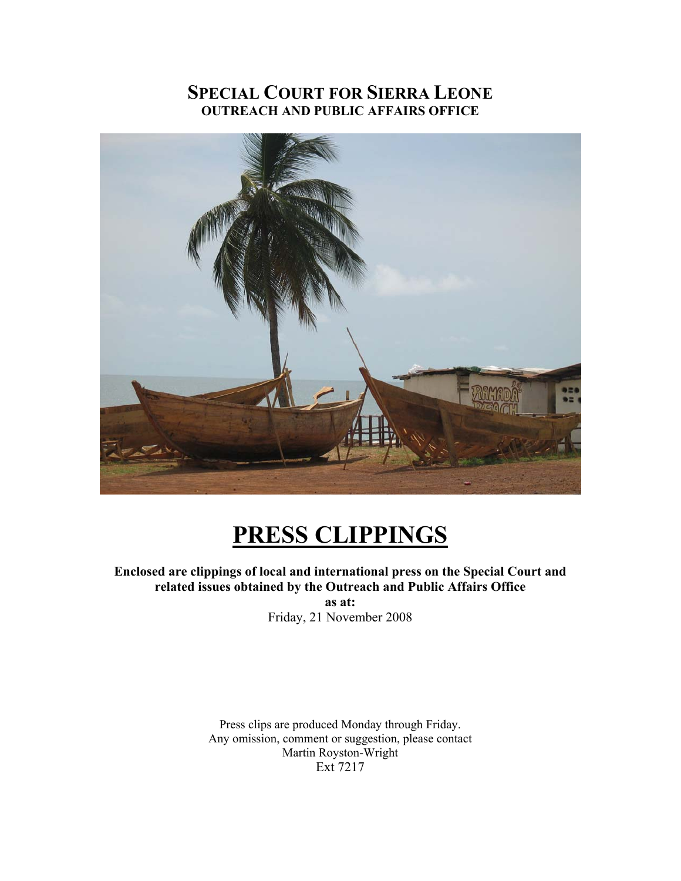# SPECIAL COURT FOR SIERRA LEONE
## OUTREACH AND PUBLIC AFFAIRS OFFICE

# PRESS CLIPPINGS

**Enclosed are clippings of local and international press on the Special Court and related issues obtained by the Outreach and Public Affairs Office**

**as at:**

Friday, 21 November 2008

Press clips are produced Monday through Friday.
Any omission, comment or suggestion, please contact
Martin Royston-Wright
Ext 7217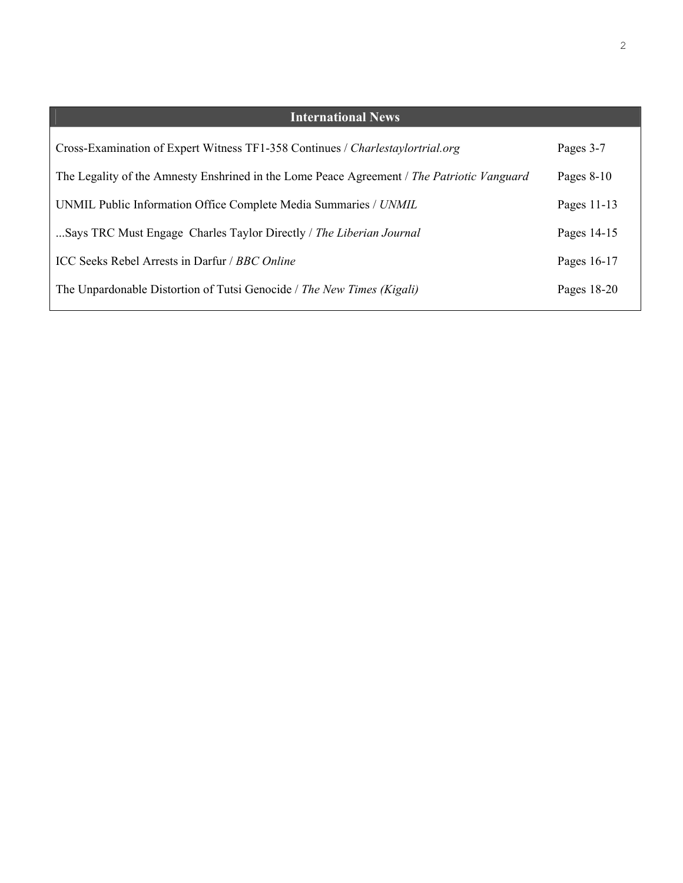## International News

| | |
|---|---|
| Cross-Examination of Expert Witness TF1-358 Continues / *Charlestaylortrial.org* | Pages 3-7 |
| The Legality of the Amnesty Enshrined in the Lome Peace Agreement / *The Patriotic Vanguard* | Pages 8-10 |
| UNMIL Public Information Office Complete Media Summaries / *UNMIL* | Pages 11-13 |
| ...Says TRC Must Engage Charles Taylor Directly / *The Liberian Journal* | Pages 14-15 |
| ICC Seeks Rebel Arrests in Darfur / *BBC Online* | Pages 16-17 |
| The Unpardonable Distortion of Tutsi Genocide / *The New Times (Kigali)* | Pages 18-20 |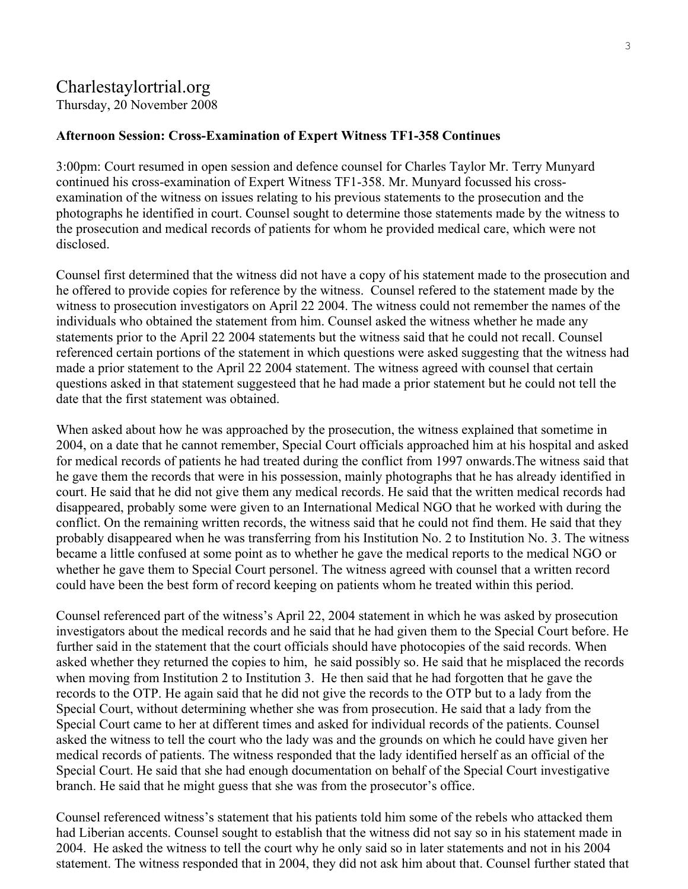# Charlestaylortrial.org

Thursday, 20 November 2008

**Afternoon Session: Cross-Examination of Expert Witness TF1-358 Continues**

3:00pm: Court resumed in open session and defence counsel for Charles Taylor Mr. Terry Munyard continued his cross-examination of Expert Witness TF1-358. Mr. Munyard focussed his cross-examination of the witness on issues relating to his previous statements to the prosecution and the photographs he identified in court. Counsel sought to determine those statements made by the witness to the prosecution and medical records of patients for whom he provided medical care, which were not disclosed.

Counsel first determined that the witness did not have a copy of his statement made to the prosecution and he offered to provide copies for reference by the witness. Counsel refered to the statement made by the witness to prosecution investigators on April 22 2004. The witness could not remember the names of the individuals who obtained the statement from him. Counsel asked the witness whether he made any statements prior to the April 22 2004 statements but the witness said that he could not recall. Counsel referenced certain portions of the statement in which questions were asked suggesting that the witness had made a prior statement to the April 22 2004 statement. The witness agreed with counsel that certain questions asked in that statement suggesteed that he had made a prior statement but he could not tell the date that the first statement was obtained.

When asked about how he was approached by the prosecution, the witness explained that sometime in 2004, on a date that he cannot remember, Special Court officials approached him at his hospital and asked for medical records of patients he had treated during the conflict from 1997 onwards.The witness said that he gave them the records that were in his possession, mainly photographs that he has already identified in court. He said that he did not give them any medical records. He said that the written medical records had disappeared, probably some were given to an International Medical NGO that he worked with during the conflict. On the remaining written records, the witness said that he could not find them. He said that they probably disappeared when he was transferring from his Institution No. 2 to Institution No. 3. The witness became a little confused at some point as to whether he gave the medical reports to the medical NGO or whether he gave them to Special Court personel. The witness agreed with counsel that a written record could have been the best form of record keeping on patients whom he treated within this period.

Counsel referenced part of the witness's April 22, 2004 statement in which he was asked by prosecution investigators about the medical records and he said that he had given them to the Special Court before. He further said in the statement that the court officials should have photocopies of the said records. When asked whether they returned the copies to him, he said possibly so. He said that he misplaced the records when moving from Institution 2 to Institution 3. He then said that he had forgotten that he gave the records to the OTP. He again said that he did not give the records to the OTP but to a lady from the Special Court, without determining whether she was from prosecution. He said that a lady from the Special Court came to her at different times and asked for individual records of the patients. Counsel asked the witness to tell the court who the lady was and the grounds on which he could have given her medical records of patients. The witness responded that the lady identified herself as an official of the Special Court. He said that she had enough documentation on behalf of the Special Court investigative branch. He said that he might guess that she was from the prosecutor's office.

Counsel referenced witness's statement that his patients told him some of the rebels who attacked them had Liberian accents. Counsel sought to establish that the witness did not say so in his statement made in 2004. He asked the witness to tell the court why he only said so in later statements and not in his 2004 statement. The witness responded that in 2004, they did not ask him about that. Counsel further stated that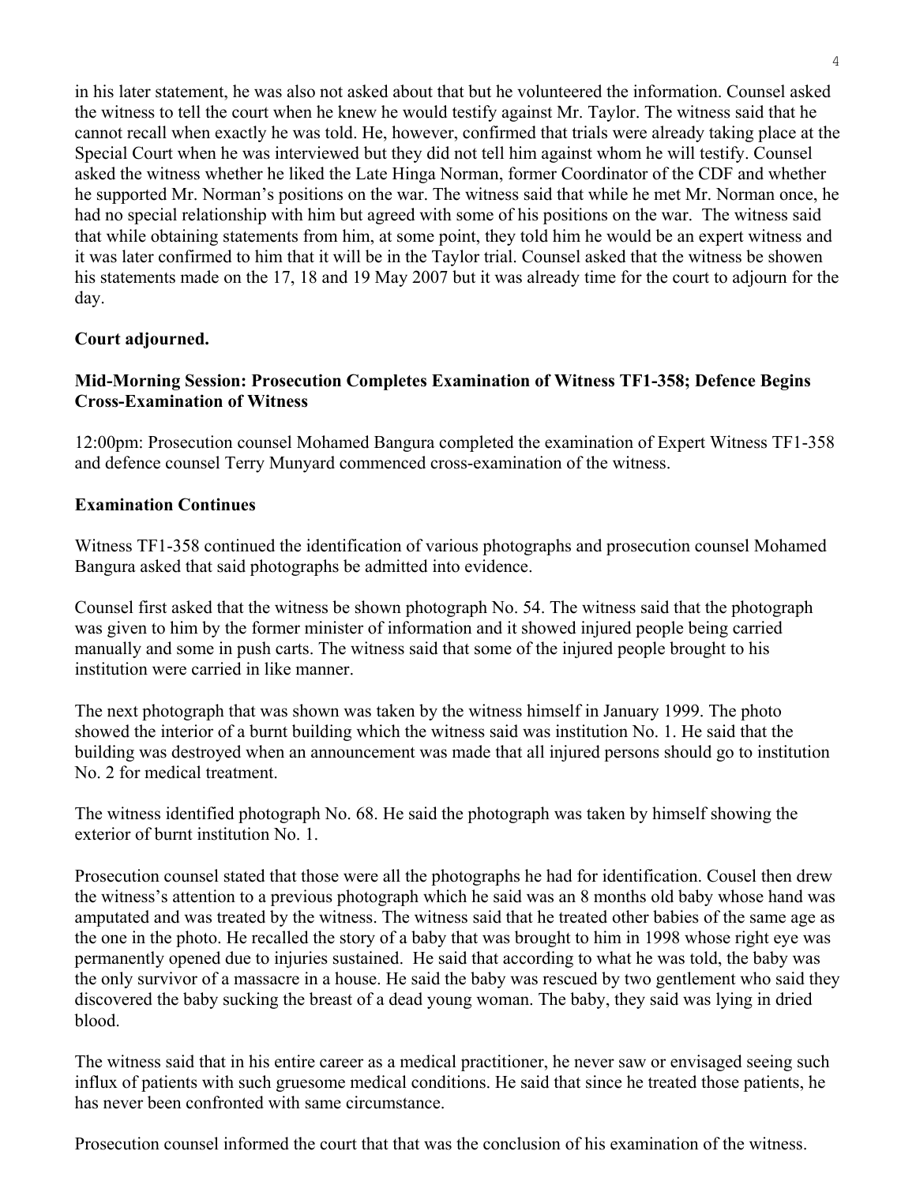in his later statement, he was also not asked about that but he volunteered the information. Counsel asked the witness to tell the court when he knew he would testify against Mr. Taylor. The witness said that he cannot recall when exactly he was told. He, however, confirmed that trials were already taking place at the Special Court when he was interviewed but they did not tell him against whom he will testify. Counsel asked the witness whether he liked the Late Hinga Norman, former Coordinator of the CDF and whether he supported Mr. Norman's positions on the war. The witness said that while he met Mr. Norman once, he had no special relationship with him but agreed with some of his positions on the war. The witness said that while obtaining statements from him, at some point, they told him he would be an expert witness and it was later confirmed to him that it will be in the Taylor trial. Counsel asked that the witness be showen his statements made on the 17, 18 and 19 May 2007 but it was already time for the court to adjourn for the day.

**Court adjourned.**

**Mid-Morning Session: Prosecution Completes Examination of Witness TF1-358; Defence Begins Cross-Examination of Witness**

12:00pm: Prosecution counsel Mohamed Bangura completed the examination of Expert Witness TF1-358 and defence counsel Terry Munyard commenced cross-examination of the witness.

**Examination Continues**

Witness TF1-358 continued the identification of various photographs and prosecution counsel Mohamed Bangura asked that said photographs be admitted into evidence.

Counsel first asked that the witness be shown photograph No. 54. The witness said that the photograph was given to him by the former minister of information and it showed injured people being carried manually and some in push carts. The witness said that some of the injured people brought to his institution were carried in like manner.

The next photograph that was shown was taken by the witness himself in January 1999. The photo showed the interior of a burnt building which the witness said was institution No. 1. He said that the building was destroyed when an announcement was made that all injured persons should go to institution No. 2 for medical treatment.

The witness identified photograph No. 68. He said the photograph was taken by himself showing the exterior of burnt institution No. 1.

Prosecution counsel stated that those were all the photographs he had for identification. Cousel then drew the witness's attention to a previous photograph which he said was an 8 months old baby whose hand was amputated and was treated by the witness. The witness said that he treated other babies of the same age as the one in the photo. He recalled the story of a baby that was brought to him in 1998 whose right eye was permanently opened due to injuries sustained. He said that according to what he was told, the baby was the only survivor of a massacre in a house. He said the baby was rescued by two gentlement who said they discovered the baby sucking the breast of a dead young woman. The baby, they said was lying in dried blood.

The witness said that in his entire career as a medical practitioner, he never saw or envisaged seeing such influx of patients with such gruesome medical conditions. He said that since he treated those patients, he has never been confronted with same circumstance.

Prosecution counsel informed the court that that was the conclusion of his examination of the witness.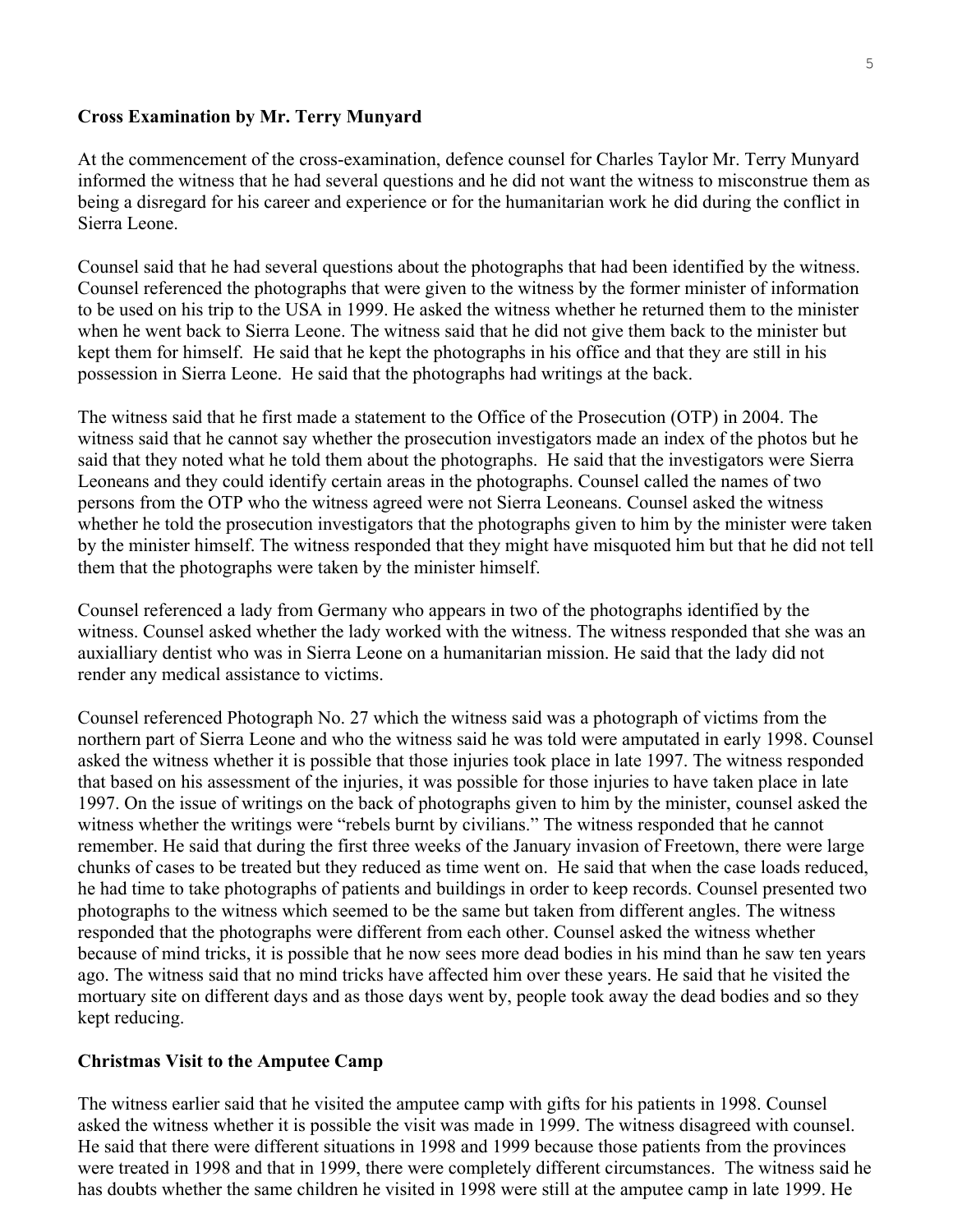**Cross Examination by Mr. Terry Munyard**

At the commencement of the cross-examination, defence counsel for Charles Taylor Mr. Terry Munyard informed the witness that he had several questions and he did not want the witness to misconstrue them as being a disregard for his career and experience or for the humanitarian work he did during the conflict in Sierra Leone.

Counsel said that he had several questions about the photographs that had been identified by the witness. Counsel referenced the photographs that were given to the witness by the former minister of information to be used on his trip to the USA in 1999. He asked the witness whether he returned them to the minister when he went back to Sierra Leone. The witness said that he did not give them back to the minister but kept them for himself. He said that he kept the photographs in his office and that they are still in his possession in Sierra Leone. He said that the photographs had writings at the back.

The witness said that he first made a statement to the Office of the Prosecution (OTP) in 2004. The witness said that he cannot say whether the prosecution investigators made an index of the photos but he said that they noted what he told them about the photographs. He said that the investigators were Sierra Leoneans and they could identify certain areas in the photographs. Counsel called the names of two persons from the OTP who the witness agreed were not Sierra Leoneans. Counsel asked the witness whether he told the prosecution investigators that the photographs given to him by the minister were taken by the minister himself. The witness responded that they might have misquoted him but that he did not tell them that the photographs were taken by the minister himself.

Counsel referenced a lady from Germany who appears in two of the photographs identified by the witness. Counsel asked whether the lady worked with the witness. The witness responded that she was an auxialliary dentist who was in Sierra Leone on a humanitarian mission. He said that the lady did not render any medical assistance to victims.

Counsel referenced Photograph No. 27 which the witness said was a photograph of victims from the northern part of Sierra Leone and who the witness said he was told were amputated in early 1998. Counsel asked the witness whether it is possible that those injuries took place in late 1997. The witness responded that based on his assessment of the injuries, it was possible for those injuries to have taken place in late 1997. On the issue of writings on the back of photographs given to him by the minister, counsel asked the witness whether the writings were "rebels burnt by civilians." The witness responded that he cannot remember. He said that during the first three weeks of the January invasion of Freetown, there were large chunks of cases to be treated but they reduced as time went on. He said that when the case loads reduced, he had time to take photographs of patients and buildings in order to keep records. Counsel presented two photographs to the witness which seemed to be the same but taken from different angles. The witness responded that the photographs were different from each other. Counsel asked the witness whether because of mind tricks, it is possible that he now sees more dead bodies in his mind than he saw ten years ago. The witness said that no mind tricks have affected him over these years. He said that he visited the mortuary site on different days and as those days went by, people took away the dead bodies and so they kept reducing.

**Christmas Visit to the Amputee Camp**

The witness earlier said that he visited the amputee camp with gifts for his patients in 1998. Counsel asked the witness whether it is possible the visit was made in 1999. The witness disagreed with counsel. He said that there were different situations in 1998 and 1999 because those patients from the provinces were treated in 1998 and that in 1999, there were completely different circumstances. The witness said he has doubts whether the same children he visited in 1998 were still at the amputee camp in late 1999. He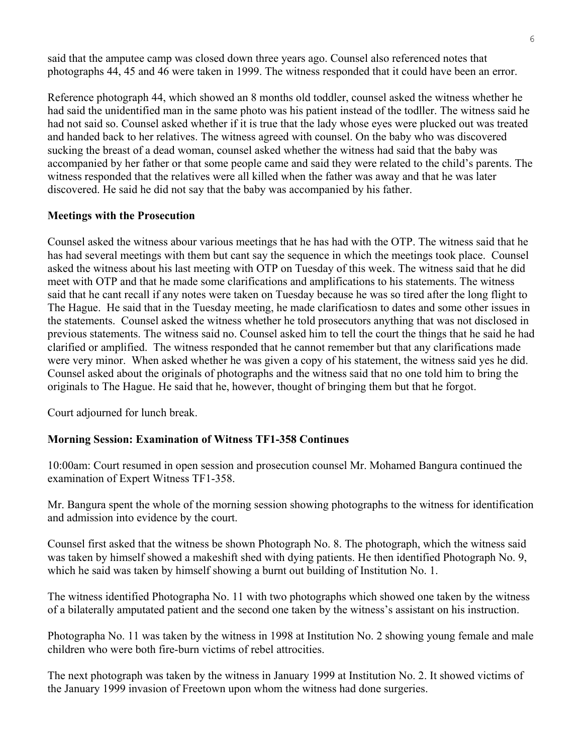said that the amputee camp was closed down three years ago. Counsel also referenced notes that photographs 44, 45 and 46 were taken in 1999. The witness responded that it could have been an error.

Reference photograph 44, which showed an 8 months old toddler, counsel asked the witness whether he had said the unidentified man in the same photo was his patient instead of the todller. The witness said he had not said so. Counsel asked whether if it is true that the lady whose eyes were plucked out was treated and handed back to her relatives. The witness agreed with counsel. On the baby who was discovered sucking the breast of a dead woman, counsel asked whether the witness had said that the baby was accompanied by her father or that some people came and said they were related to the child's parents. The witness responded that the relatives were all killed when the father was away and that he was later discovered. He said he did not say that the baby was accompanied by his father.

**Meetings with the Prosecution**

Counsel asked the witness abour various meetings that he has had with the OTP. The witness said that he has had several meetings with them but cant say the sequence in which the meetings took place. Counsel asked the witness about his last meeting with OTP on Tuesday of this week. The witness said that he did meet with OTP and that he made some clarifications and amplifications to his statements. The witness said that he cant recall if any notes were taken on Tuesday because he was so tired after the long flight to The Hague. He said that in the Tuesday meeting, he made clarificatiosn to dates and some other issues in the statements. Counsel asked the witness whether he told prosecutors anything that was not disclosed in previous statements. The witness said no. Counsel asked him to tell the court the things that he said he had clarified or amplified. The witness responded that he cannot remember but that any clarifications made were very minor. When asked whether he was given a copy of his statement, the witness said yes he did. Counsel asked about the originals of photographs and the witness said that no one told him to bring the originals to The Hague. He said that he, however, thought of bringing them but that he forgot.

Court adjourned for lunch break.

**Morning Session: Examination of Witness TF1-358 Continues**

10:00am: Court resumed in open session and prosecution counsel Mr. Mohamed Bangura continued the examination of Expert Witness TF1-358.

Mr. Bangura spent the whole of the morning session showing photographs to the witness for identification and admission into evidence by the court.

Counsel first asked that the witness be shown Photograph No. 8. The photograph, which the witness said was taken by himself showed a makeshift shed with dying patients. He then identified Photograph No. 9, which he said was taken by himself showing a burnt out building of Institution No. 1.

The witness identified Photographa No. 11 with two photographs which showed one taken by the witness of a bilaterally amputated patient and the second one taken by the witness's assistant on his instruction.

Photographa No. 11 was taken by the witness in 1998 at Institution No. 2 showing young female and male children who were both fire-burn victims of rebel atrocities.

The next photograph was taken by the witness in January 1999 at Institution No. 2. It showed victims of the January 1999 invasion of Freetown upon whom the witness had done surgeries.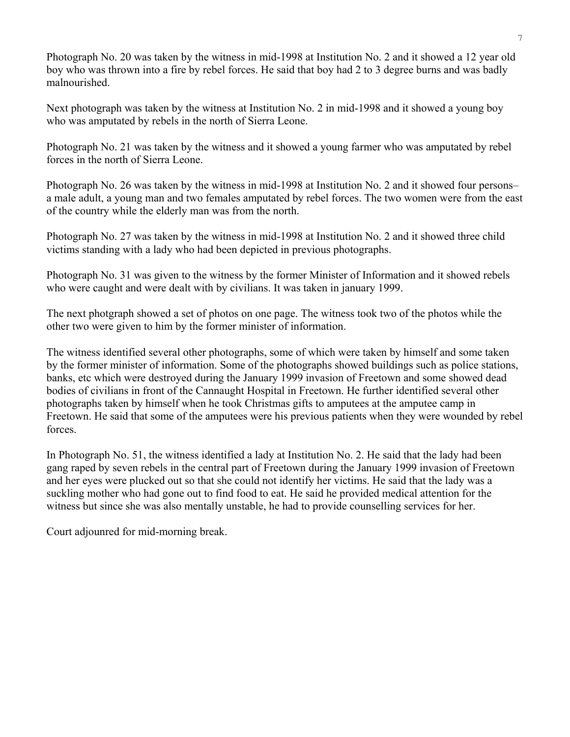Photograph No. 20 was taken by the witness in mid-1998 at Institution No. 2 and it showed a 12 year old boy who was thrown into a fire by rebel forces. He said that boy had 2 to 3 degree burns and was badly malnourished.

Next photograph was taken by the witness at Institution No. 2 in mid-1998 and it showed a young boy who was amputated by rebels in the north of Sierra Leone.

Photograph No. 21 was taken by the witness and it showed a young farmer who was amputated by rebel forces in the north of Sierra Leone.

Photograph No. 26 was taken by the witness in mid-1998 at Institution No. 2 and it showed four persons– a male adult, a young man and two females amputated by rebel forces. The two women were from the east of the country while the elderly man was from the north.

Photograph No. 27 was taken by the witness in mid-1998 at Institution No. 2 and it showed three child victims standing with a lady who had been depicted in previous photographs.

Photograph No. 31 was given to the witness by the former Minister of Information and it showed rebels who were caught and were dealt with by civilians. It was taken in january 1999.

The next photgraph showed a set of photos on one page. The witness took two of the photos while the other two were given to him by the former minister of information.

The witness identified several other photographs, some of which were taken by himself and some taken by the former minister of information. Some of the photographs showed buildings such as police stations, banks, etc which were destroyed during the January 1999 invasion of Freetown and some showed dead bodies of civilians in front of the Cannaught Hospital in Freetown. He further identified several other photographs taken by himself when he took Christmas gifts to amputees at the amputee camp in Freetown. He said that some of the amputees were his previous patients when they were wounded by rebel forces.

In Photograph No. 51, the witness identified a lady at Institution No. 2. He said that the lady had been gang raped by seven rebels in the central part of Freetown during the January 1999 invasion of Freetown and her eyes were plucked out so that she could not identify her victims. He said that the lady was a suckling mother who had gone out to find food to eat. He said he provided medical attention for the witness but since she was also mentally unstable, he had to provide counselling services for her.

Court adjounred for mid-morning break.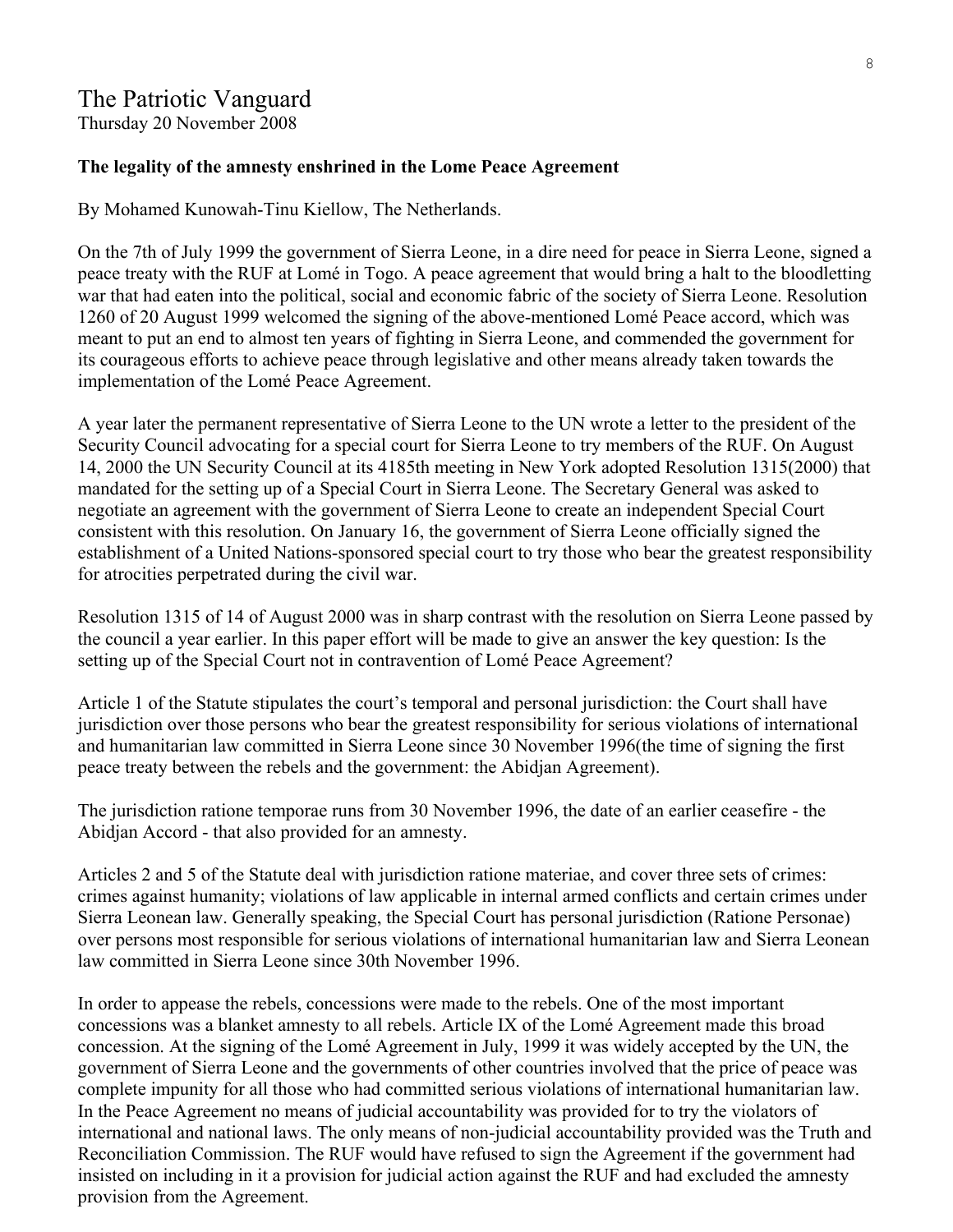# The Patriotic Vanguard

Thursday 20 November 2008

**The legality of the amnesty enshrined in the Lome Peace Agreement**

By Mohamed Kunowah-Tinu Kiellow, The Netherlands.

On the 7th of July 1999 the government of Sierra Leone, in a dire need for peace in Sierra Leone, signed a peace treaty with the RUF at Lomé in Togo. A peace agreement that would bring a halt to the bloodletting war that had eaten into the political, social and economic fabric of the society of Sierra Leone. Resolution 1260 of 20 August 1999 welcomed the signing of the above-mentioned Lomé Peace accord, which was meant to put an end to almost ten years of fighting in Sierra Leone, and commended the government for its courageous efforts to achieve peace through legislative and other means already taken towards the implementation of the Lomé Peace Agreement.

A year later the permanent representative of Sierra Leone to the UN wrote a letter to the president of the Security Council advocating for a special court for Sierra Leone to try members of the RUF. On August 14, 2000 the UN Security Council at its 4185th meeting in New York adopted Resolution 1315(2000) that mandated for the setting up of a Special Court in Sierra Leone. The Secretary General was asked to negotiate an agreement with the government of Sierra Leone to create an independent Special Court consistent with this resolution. On January 16, the government of Sierra Leone officially signed the establishment of a United Nations-sponsored special court to try those who bear the greatest responsibility for atrocities perpetrated during the civil war.

Resolution 1315 of 14 of August 2000 was in sharp contrast with the resolution on Sierra Leone passed by the council a year earlier. In this paper effort will be made to give an answer the key question: Is the setting up of the Special Court not in contravention of Lomé Peace Agreement?

Article 1 of the Statute stipulates the court's temporal and personal jurisdiction: the Court shall have jurisdiction over those persons who bear the greatest responsibility for serious violations of international and humanitarian law committed in Sierra Leone since 30 November 1996(the time of signing the first peace treaty between the rebels and the government: the Abidjan Agreement).

The jurisdiction ratione temporae runs from 30 November 1996, the date of an earlier ceasefire - the Abidjan Accord - that also provided for an amnesty.

Articles 2 and 5 of the Statute deal with jurisdiction ratione materiae, and cover three sets of crimes: crimes against humanity; violations of law applicable in internal armed conflicts and certain crimes under Sierra Leonean law. Generally speaking, the Special Court has personal jurisdiction (Ratione Personae) over persons most responsible for serious violations of international humanitarian law and Sierra Leonean law committed in Sierra Leone since 30th November 1996.

In order to appease the rebels, concessions were made to the rebels. One of the most important concessions was a blanket amnesty to all rebels. Article IX of the Lomé Agreement made this broad concession. At the signing of the Lomé Agreement in July, 1999 it was widely accepted by the UN, the government of Sierra Leone and the governments of other countries involved that the price of peace was complete impunity for all those who had committed serious violations of international humanitarian law. In the Peace Agreement no means of judicial accountability was provided for to try the violators of international and national laws. The only means of non-judicial accountability provided was the Truth and Reconciliation Commission. The RUF would have refused to sign the Agreement if the government had insisted on including in it a provision for judicial action against the RUF and had excluded the amnesty provision from the Agreement.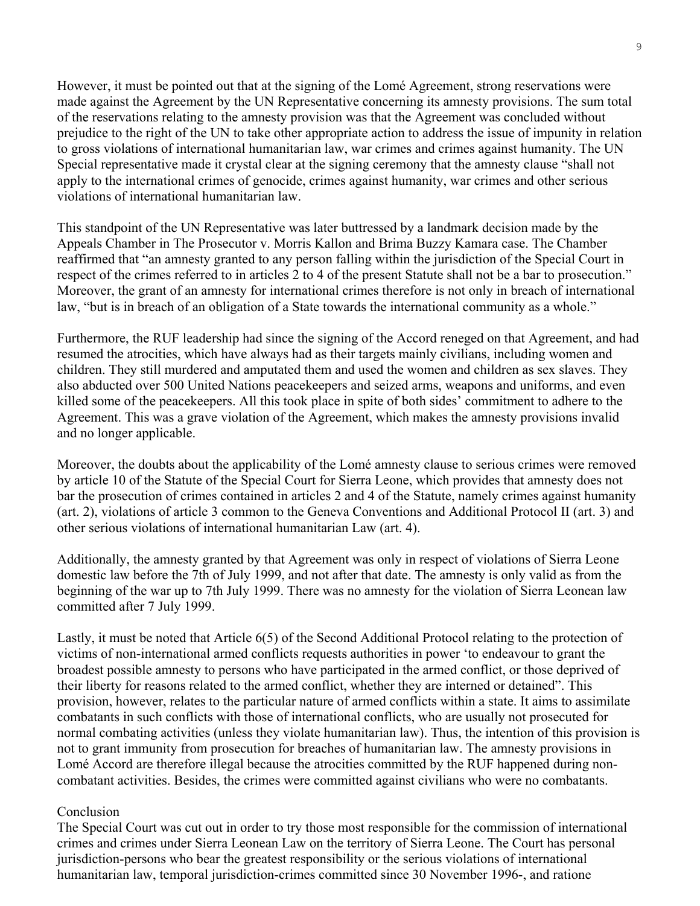However, it must be pointed out that at the signing of the Lomé Agreement, strong reservations were made against the Agreement by the UN Representative concerning its amnesty provisions. The sum total of the reservations relating to the amnesty provision was that the Agreement was concluded without prejudice to the right of the UN to take other appropriate action to address the issue of impunity in relation to gross violations of international humanitarian law, war crimes and crimes against humanity. The UN Special representative made it crystal clear at the signing ceremony that the amnesty clause "shall not apply to the international crimes of genocide, crimes against humanity, war crimes and other serious violations of international humanitarian law.

This standpoint of the UN Representative was later buttressed by a landmark decision made by the Appeals Chamber in The Prosecutor v. Morris Kallon and Brima Buzzy Kamara case. The Chamber reaffirmed that "an amnesty granted to any person falling within the jurisdiction of the Special Court in respect of the crimes referred to in articles 2 to 4 of the present Statute shall not be a bar to prosecution." Moreover, the grant of an amnesty for international crimes therefore is not only in breach of international law, "but is in breach of an obligation of a State towards the international community as a whole."

Furthermore, the RUF leadership had since the signing of the Accord reneged on that Agreement, and had resumed the atrocities, which have always had as their targets mainly civilians, including women and children. They still murdered and amputated them and used the women and children as sex slaves. They also abducted over 500 United Nations peacekeepers and seized arms, weapons and uniforms, and even killed some of the peacekeepers. All this took place in spite of both sides' commitment to adhere to the Agreement. This was a grave violation of the Agreement, which makes the amnesty provisions invalid and no longer applicable.

Moreover, the doubts about the applicability of the Lomé amnesty clause to serious crimes were removed by article 10 of the Statute of the Special Court for Sierra Leone, which provides that amnesty does not bar the prosecution of crimes contained in articles 2 and 4 of the Statute, namely crimes against humanity (art. 2), violations of article 3 common to the Geneva Conventions and Additional Protocol II (art. 3) and other serious violations of international humanitarian Law (art. 4).

Additionally, the amnesty granted by that Agreement was only in respect of violations of Sierra Leone domestic law before the 7th of July 1999, and not after that date. The amnesty is only valid as from the beginning of the war up to 7th July 1999. There was no amnesty for the violation of Sierra Leonean law committed after 7 July 1999.

Lastly, it must be noted that Article 6(5) of the Second Additional Protocol relating to the protection of victims of non-international armed conflicts requests authorities in power 'to endeavour to grant the broadest possible amnesty to persons who have participated in the armed conflict, or those deprived of their liberty for reasons related to the armed conflict, whether they are interned or detained". This provision, however, relates to the particular nature of armed conflicts within a state. It aims to assimilate combatants in such conflicts with those of international conflicts, who are usually not prosecuted for normal combating activities (unless they violate humanitarian law). Thus, the intention of this provision is not to grant immunity from prosecution for breaches of humanitarian law. The amnesty provisions in Lomé Accord are therefore illegal because the atrocities committed by the RUF happened during non-combatant activities. Besides, the crimes were committed against civilians who were no combatants.

## Conclusion

The Special Court was cut out in order to try those most responsible for the commission of international crimes and crimes under Sierra Leonean Law on the territory of Sierra Leone. The Court has personal jurisdiction-persons who bear the greatest responsibility or the serious violations of international humanitarian law, temporal jurisdiction-crimes committed since 30 November 1996-, and ratione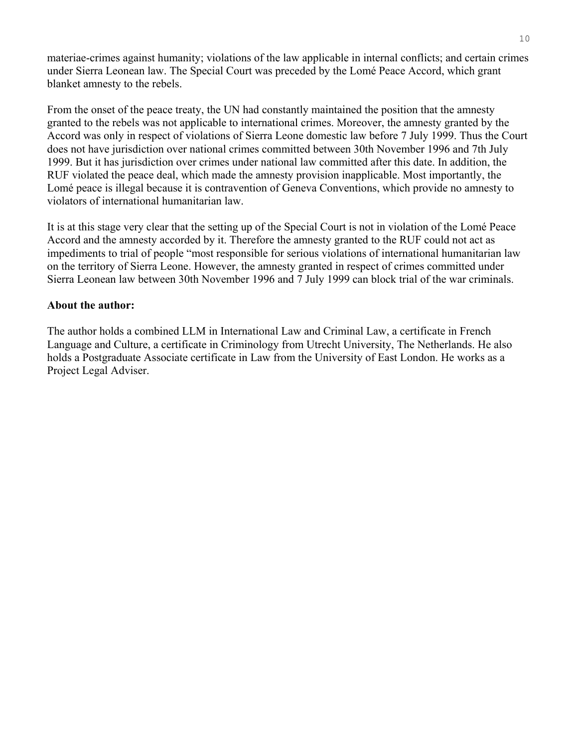materiae-crimes against humanity; violations of the law applicable in internal conflicts; and certain crimes under Sierra Leonean law. The Special Court was preceded by the Lomé Peace Accord, which grant blanket amnesty to the rebels.

From the onset of the peace treaty, the UN had constantly maintained the position that the amnesty granted to the rebels was not applicable to international crimes. Moreover, the amnesty granted by the Accord was only in respect of violations of Sierra Leone domestic law before 7 July 1999. Thus the Court does not have jurisdiction over national crimes committed between 30th November 1996 and 7th July 1999. But it has jurisdiction over crimes under national law committed after this date. In addition, the RUF violated the peace deal, which made the amnesty provision inapplicable. Most importantly, the Lomé peace is illegal because it is contravention of Geneva Conventions, which provide no amnesty to violators of international humanitarian law.

It is at this stage very clear that the setting up of the Special Court is not in violation of the Lomé Peace Accord and the amnesty accorded by it. Therefore the amnesty granted to the RUF could not act as impediments to trial of people "most responsible for serious violations of international humanitarian law on the territory of Sierra Leone. However, the amnesty granted in respect of crimes committed under Sierra Leonean law between 30th November 1996 and 7 July 1999 can block trial of the war criminals.

**About the author:**

The author holds a combined LLM in International Law and Criminal Law, a certificate in French Language and Culture, a certificate in Criminology from Utrecht University, The Netherlands. He also holds a Postgraduate Associate certificate in Law from the University of East London. He works as a Project Legal Adviser.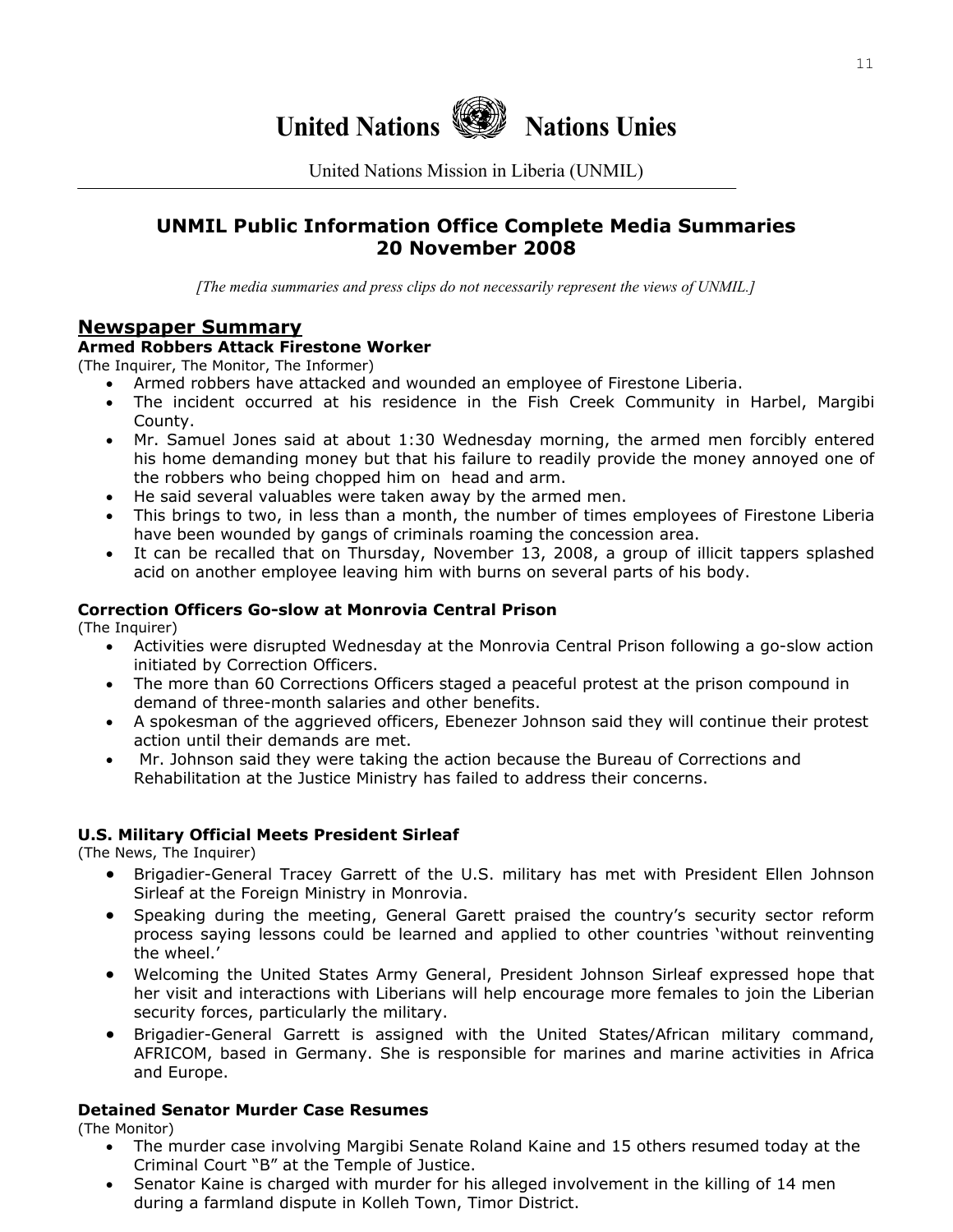# United Nations Nations Unies

United Nations Mission in Liberia (UNMIL)

## UNMIL Public Information Office Complete Media Summaries 20 November 2008

*[The media summaries and press clips do not necessarily represent the views of UNMIL.]*

## Newspaper Summary

### Armed Robbers Attack Firestone Worker

(The Inquirer, The Monitor, The Informer)

- Armed robbers have attacked and wounded an employee of Firestone Liberia.
- The incident occurred at his residence in the Fish Creek Community in Harbel, Margibi County.
- Mr. Samuel Jones said at about 1:30 Wednesday morning, the armed men forcibly entered his home demanding money but that his failure to readily provide the money annoyed one of the robbers who being chopped him on head and arm.
- He said several valuables were taken away by the armed men.
- This brings to two, in less than a month, the number of times employees of Firestone Liberia have been wounded by gangs of criminals roaming the concession area.
- It can be recalled that on Thursday, November 13, 2008, a group of illicit tappers splashed acid on another employee leaving him with burns on several parts of his body.

### Correction Officers Go-slow at Monrovia Central Prison

(The Inquirer)

- Activities were disrupted Wednesday at the Monrovia Central Prison following a go-slow action initiated by Correction Officers.
- The more than 60 Corrections Officers staged a peaceful protest at the prison compound in demand of three-month salaries and other benefits.
- A spokesman of the aggrieved officers, Ebenezer Johnson said they will continue their protest action until their demands are met.
- Mr. Johnson said they were taking the action because the Bureau of Corrections and Rehabilitation at the Justice Ministry has failed to address their concerns.

### U.S. Military Official Meets President Sirleaf

(The News, The Inquirer)

- Brigadier-General Tracey Garrett of the U.S. military has met with President Ellen Johnson Sirleaf at the Foreign Ministry in Monrovia.
- Speaking during the meeting, General Garett praised the country's security sector reform process saying lessons could be learned and applied to other countries 'without reinventing the wheel.'
- Welcoming the United States Army General, President Johnson Sirleaf expressed hope that her visit and interactions with Liberians will help encourage more females to join the Liberian security forces, particularly the military.
- Brigadier-General Garrett is assigned with the United States/African military command, AFRICOM, based in Germany. She is responsible for marines and marine activities in Africa and Europe.

### Detained Senator Murder Case Resumes

(The Monitor)

- The murder case involving Margibi Senate Roland Kaine and 15 others resumed today at the Criminal Court "B" at the Temple of Justice.
- Senator Kaine is charged with murder for his alleged involvement in the killing of 14 men during a farmland dispute in Kolleh Town, Timor District.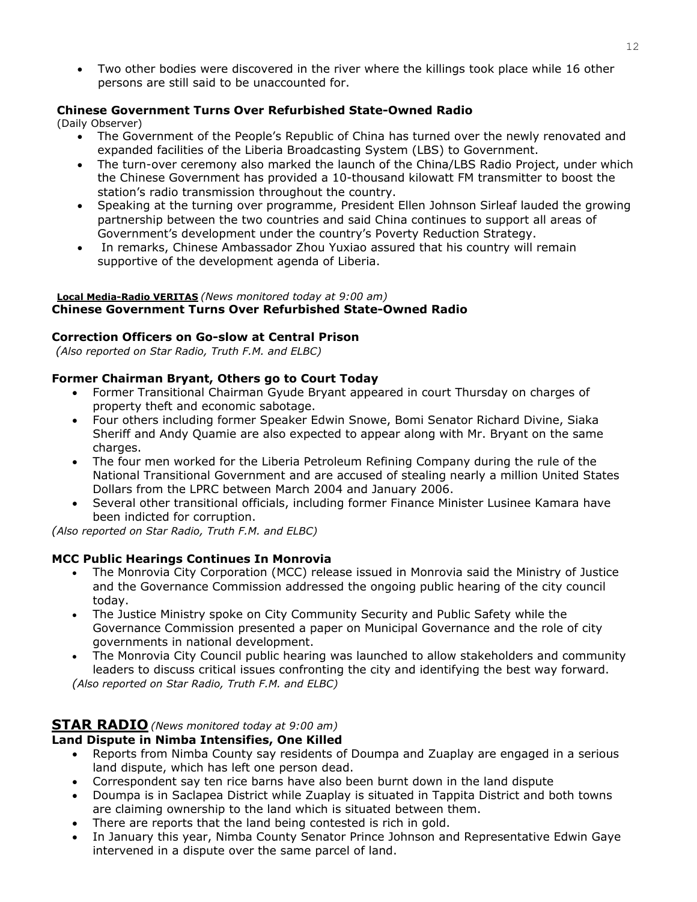- Two other bodies were discovered in the river where the killings took place while 16 other persons are still said to be unaccounted for.

### Chinese Government Turns Over Refurbished State-Owned Radio

(Daily Observer)

- The Government of the People's Republic of China has turned over the newly renovated and expanded facilities of the Liberia Broadcasting System (LBS) to Government.
- The turn-over ceremony also marked the launch of the China/LBS Radio Project, under which the Chinese Government has provided a 10-thousand kilowatt FM transmitter to boost the station's radio transmission throughout the country.
- Speaking at the turning over programme, President Ellen Johnson Sirleaf lauded the growing partnership between the two countries and said China continues to support all areas of Government's development under the country's Poverty Reduction Strategy.
- In remarks, Chinese Ambassador Zhou Yuxiao assured that his country will remain supportive of the development agenda of Liberia.

**Local Media-Radio VERITAS** *(News monitored today at 9:00 am)*

### Chinese Government Turns Over Refurbished State-Owned Radio

### Correction Officers on Go-slow at Central Prison

*(Also reported on Star Radio, Truth F.M. and ELBC)*

### Former Chairman Bryant, Others go to Court Today

- Former Transitional Chairman Gyude Bryant appeared in court Thursday on charges of property theft and economic sabotage.
- Four others including former Speaker Edwin Snowe, Bomi Senator Richard Divine, Siaka Sheriff and Andy Quamie are also expected to appear along with Mr. Bryant on the same charges.
- The four men worked for the Liberia Petroleum Refining Company during the rule of the National Transitional Government and are accused of stealing nearly a million United States Dollars from the LPRC between March 2004 and January 2006.
- Several other transitional officials, including former Finance Minister Lusinee Kamara have been indicted for corruption.

*(Also reported on Star Radio, Truth F.M. and ELBC)*

### MCC Public Hearings Continues In Monrovia

- The Monrovia City Corporation (MCC) release issued in Monrovia said the Ministry of Justice and the Governance Commission addressed the ongoing public hearing of the city council today.
- The Justice Ministry spoke on City Community Security and Public Safety while the Governance Commission presented a paper on Municipal Governance and the role of city governments in national development.
- The Monrovia City Council public hearing was launched to allow stakeholders and community leaders to discuss critical issues confronting the city and identifying the best way forward.

*(Also reported on Star Radio, Truth F.M. and ELBC)*

## STAR RADIO *(News monitored today at 9:00 am)*

### Land Dispute in Nimba Intensifies, One Killed

- Reports from Nimba County say residents of Doumpa and Zuaplay are engaged in a serious land dispute, which has left one person dead.
- Correspondent say ten rice barns have also been burnt down in the land dispute
- Doumpa is in Saclapea District while Zuaplay is situated in Tappita District and both towns are claiming ownership to the land which is situated between them.
- There are reports that the land being contested is rich in gold.
- In January this year, Nimba County Senator Prince Johnson and Representative Edwin Gaye intervened in a dispute over the same parcel of land.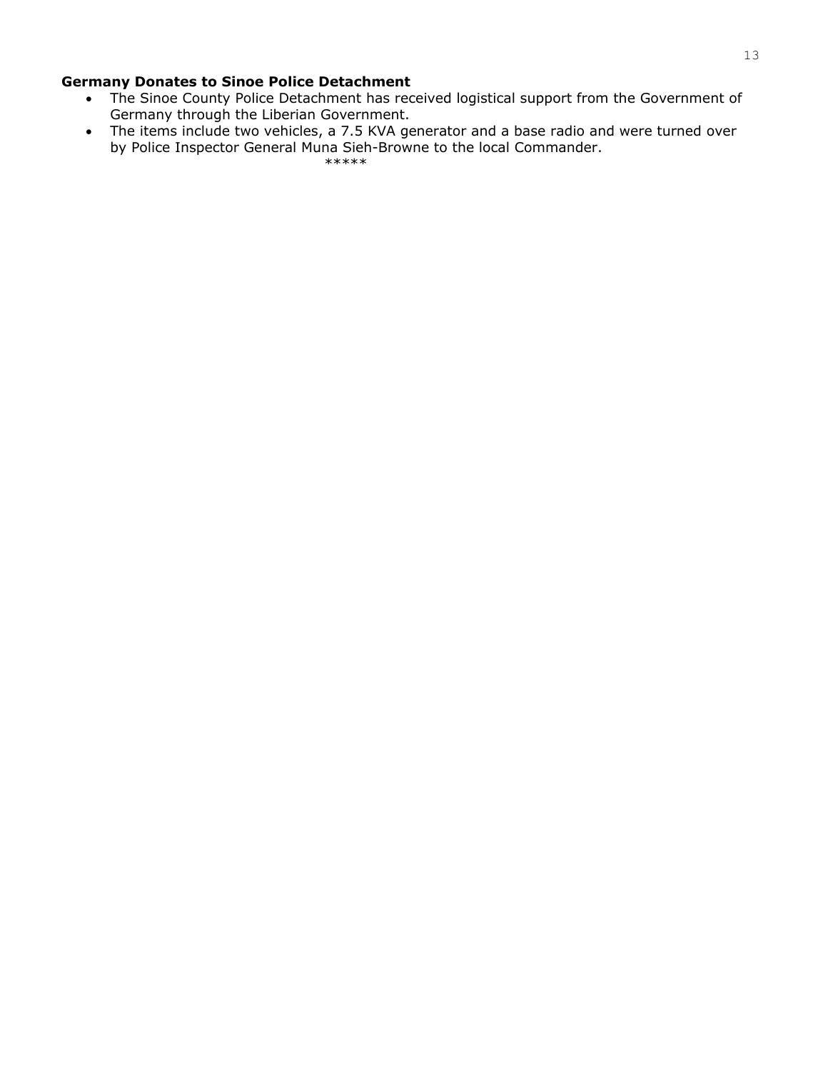**Germany Donates to Sinoe Police Detachment**

- The Sinoe County Police Detachment has received logistical support from the Government of Germany through the Liberian Government.
- The items include two vehicles, a 7.5 KVA generator and a base radio and were turned over by Police Inspector General Muna Sieh-Browne to the local Commander.

*****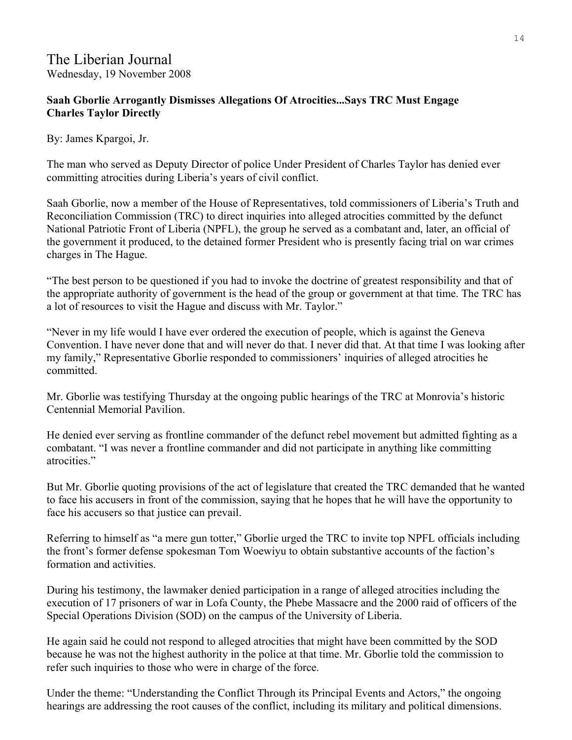# The Liberian Journal

Wednesday, 19 November 2008

**Saah Gborlie Arrogantly Dismisses Allegations Of Atrocities...Says TRC Must Engage Charles Taylor Directly**

By: James Kpargoi, Jr.

The man who served as Deputy Director of police Under President of Charles Taylor has denied ever committing atrocities during Liberia's years of civil conflict.

Saah Gborlie, now a member of the House of Representatives, told commissioners of Liberia's Truth and Reconciliation Commission (TRC) to direct inquiries into alleged atrocities committed by the defunct National Patriotic Front of Liberia (NPFL), the group he served as a combatant and, later, an official of the government it produced, to the detained former President who is presently facing trial on war crimes charges in The Hague.

"The best person to be questioned if you had to invoke the doctrine of greatest responsibility and that of the appropriate authority of government is the head of the group or government at that time. The TRC has a lot of resources to visit the Hague and discuss with Mr. Taylor."

"Never in my life would I have ever ordered the execution of people, which is against the Geneva Convention. I have never done that and will never do that. I never did that. At that time I was looking after my family," Representative Gborlie responded to commissioners' inquiries of alleged atrocities he committed.

Mr. Gborlie was testifying Thursday at the ongoing public hearings of the TRC at Monrovia's historic Centennial Memorial Pavilion.

He denied ever serving as frontline commander of the defunct rebel movement but admitted fighting as a combatant. "I was never a frontline commander and did not participate in anything like committing atrocities."

But Mr. Gborlie quoting provisions of the act of legislature that created the TRC demanded that he wanted to face his accusers in front of the commission, saying that he hopes that he will have the opportunity to face his accusers so that justice can prevail.

Referring to himself as "a mere gun totter," Gborlie urged the TRC to invite top NPFL officials including the front's former defense spokesman Tom Woewiyu to obtain substantive accounts of the faction's formation and activities.

During his testimony, the lawmaker denied participation in a range of alleged atrocities including the execution of 17 prisoners of war in Lofa County, the Phebe Massacre and the 2000 raid of officers of the Special Operations Division (SOD) on the campus of the University of Liberia.

He again said he could not respond to alleged atrocities that might have been committed by the SOD because he was not the highest authority in the police at that time. Mr. Gborlie told the commission to refer such inquiries to those who were in charge of the force.

Under the theme: "Understanding the Conflict Through its Principal Events and Actors," the ongoing hearings are addressing the root causes of the conflict, including its military and political dimensions.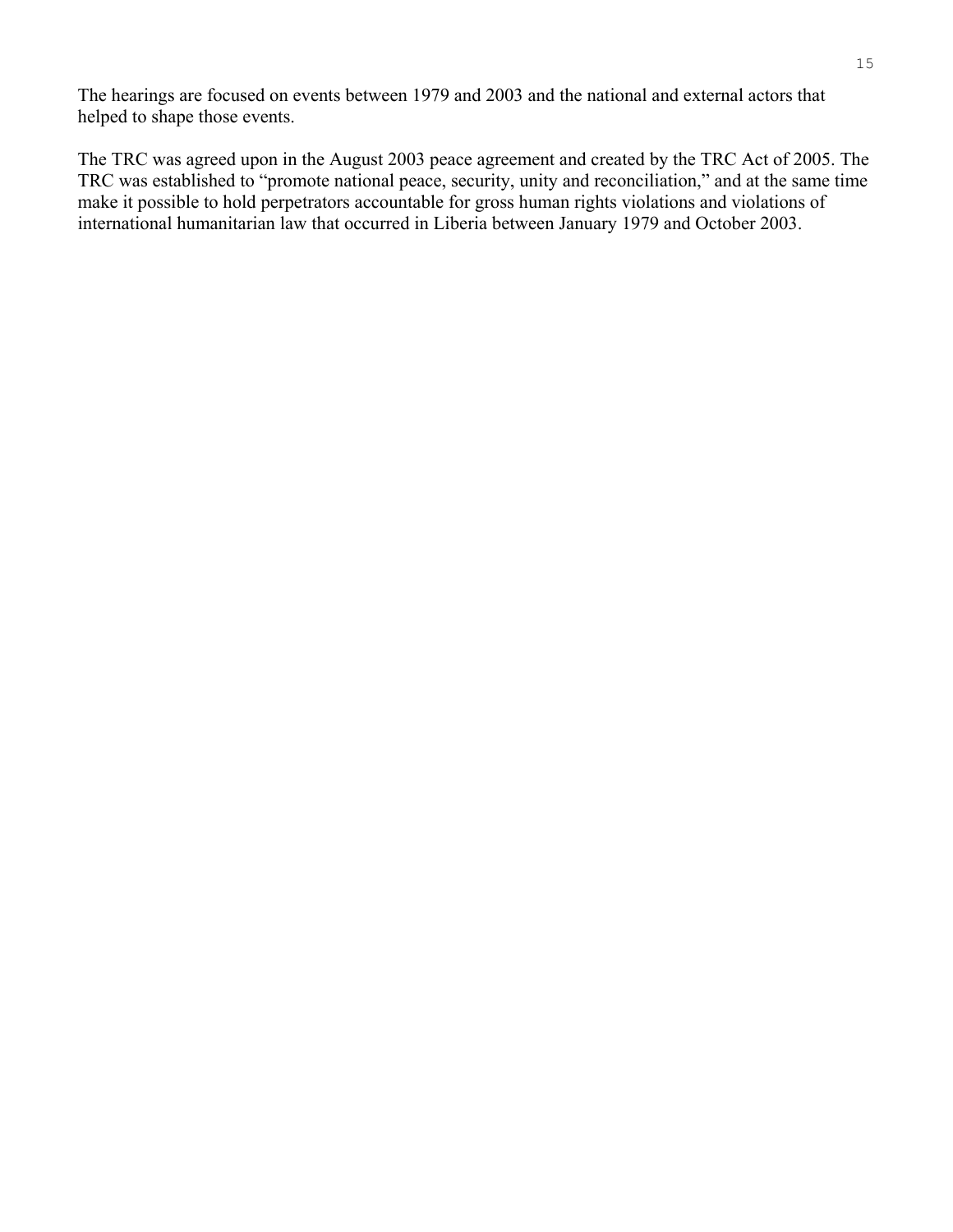The hearings are focused on events between 1979 and 2003 and the national and external actors that helped to shape those events.

The TRC was agreed upon in the August 2003 peace agreement and created by the TRC Act of 2005. The TRC was established to "promote national peace, security, unity and reconciliation," and at the same time make it possible to hold perpetrators accountable for gross human rights violations and violations of international humanitarian law that occurred in Liberia between January 1979 and October 2003.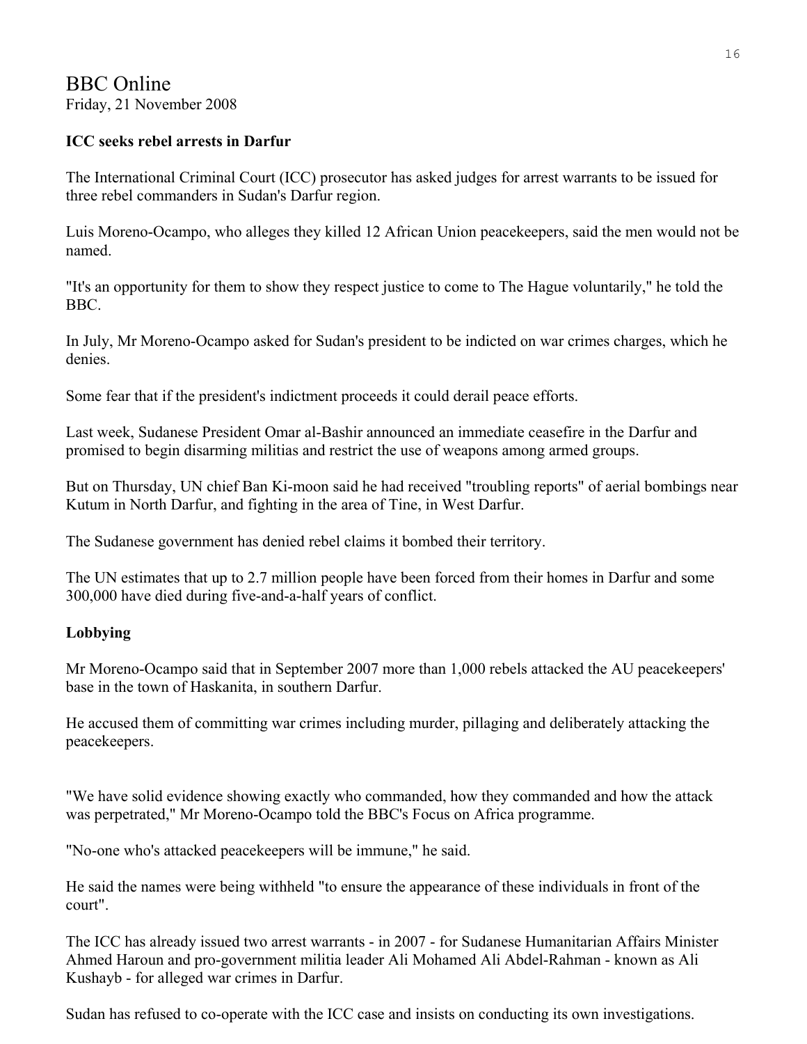# BBC Online

Friday, 21 November 2008

**ICC seeks rebel arrests in Darfur**

The International Criminal Court (ICC) prosecutor has asked judges for arrest warrants to be issued for three rebel commanders in Sudan's Darfur region.

Luis Moreno-Ocampo, who alleges they killed 12 African Union peacekeepers, said the men would not be named.

"It's an opportunity for them to show they respect justice to come to The Hague voluntarily," he told the BBC.

In July, Mr Moreno-Ocampo asked for Sudan's president to be indicted on war crimes charges, which he denies.

Some fear that if the president's indictment proceeds it could derail peace efforts.

Last week, Sudanese President Omar al-Bashir announced an immediate ceasefire in the Darfur and promised to begin disarming militias and restrict the use of weapons among armed groups.

But on Thursday, UN chief Ban Ki-moon said he had received "troubling reports" of aerial bombings near Kutum in North Darfur, and fighting in the area of Tine, in West Darfur.

The Sudanese government has denied rebel claims it bombed their territory.

The UN estimates that up to 2.7 million people have been forced from their homes in Darfur and some 300,000 have died during five-and-a-half years of conflict.

**Lobbying**

Mr Moreno-Ocampo said that in September 2007 more than 1,000 rebels attacked the AU peacekeepers' base in the town of Haskanita, in southern Darfur.

He accused them of committing war crimes including murder, pillaging and deliberately attacking the peacekeepers.

"We have solid evidence showing exactly who commanded, how they commanded and how the attack was perpetrated," Mr Moreno-Ocampo told the BBC's Focus on Africa programme.

"No-one who's attacked peacekeepers will be immune," he said.

He said the names were being withheld "to ensure the appearance of these individuals in front of the court".

The ICC has already issued two arrest warrants - in 2007 - for Sudanese Humanitarian Affairs Minister Ahmed Haroun and pro-government militia leader Ali Mohamed Ali Abdel-Rahman - known as Ali Kushayb - for alleged war crimes in Darfur.

Sudan has refused to co-operate with the ICC case and insists on conducting its own investigations.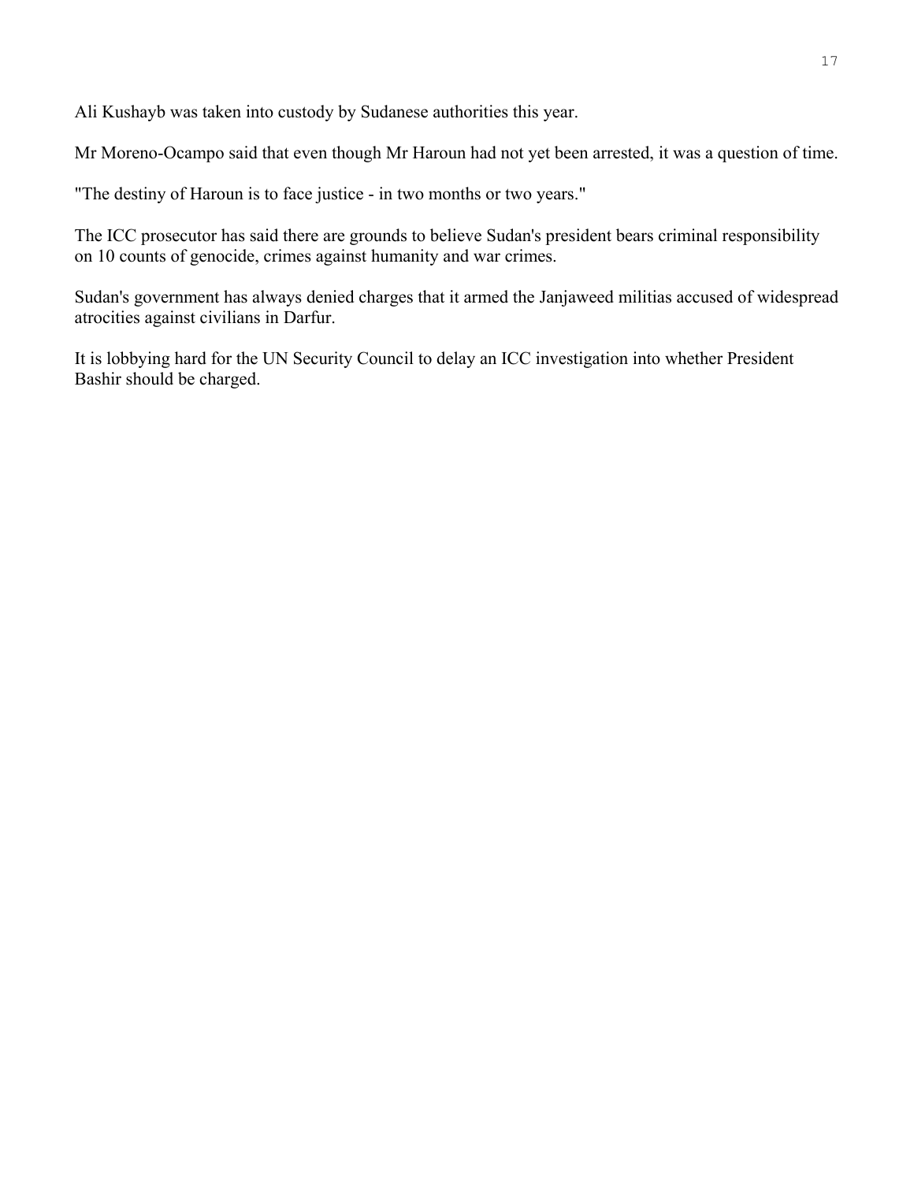Ali Kushayb was taken into custody by Sudanese authorities this year.

Mr Moreno-Ocampo said that even though Mr Haroun had not yet been arrested, it was a question of time.

"The destiny of Haroun is to face justice - in two months or two years."

The ICC prosecutor has said there are grounds to believe Sudan's president bears criminal responsibility on 10 counts of genocide, crimes against humanity and war crimes.

Sudan's government has always denied charges that it armed the Janjaweed militias accused of widespread atrocities against civilians in Darfur.

It is lobbying hard for the UN Security Council to delay an ICC investigation into whether President Bashir should be charged.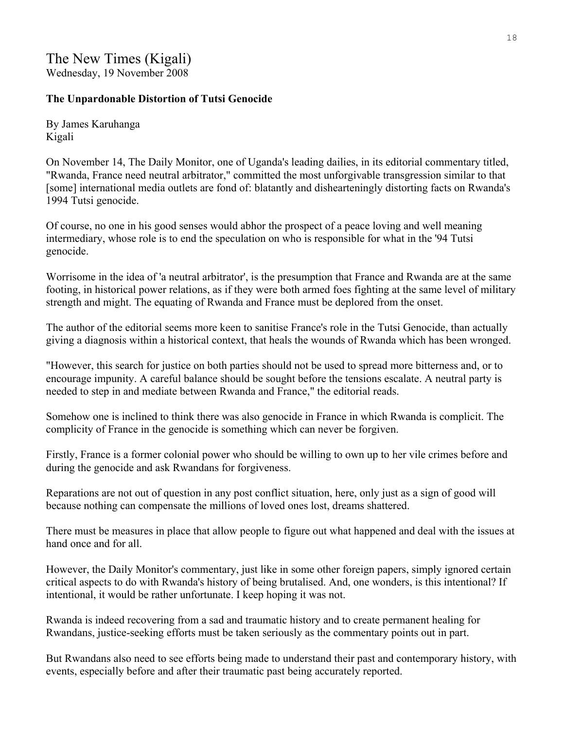# The New Times (Kigali)

Wednesday, 19 November 2008

**The Unpardonable Distortion of Tutsi Genocide**

By James Karuhanga
Kigali

On November 14, The Daily Monitor, one of Uganda's leading dailies, in its editorial commentary titled, "Rwanda, France need neutral arbitrator," committed the most unforgivable transgression similar to that [some] international media outlets are fond of: blatantly and dishearteningly distorting facts on Rwanda's 1994 Tutsi genocide.

Of course, no one in his good senses would abhor the prospect of a peace loving and well meaning intermediary, whose role is to end the speculation on who is responsible for what in the '94 Tutsi genocide.

Worrisome in the idea of 'a neutral arbitrator', is the presumption that France and Rwanda are at the same footing, in historical power relations, as if they were both armed foes fighting at the same level of military strength and might. The equating of Rwanda and France must be deplored from the onset.

The author of the editorial seems more keen to sanitise France's role in the Tutsi Genocide, than actually giving a diagnosis within a historical context, that heals the wounds of Rwanda which has been wronged.

"However, this search for justice on both parties should not be used to spread more bitterness and, or to encourage impunity. A careful balance should be sought before the tensions escalate. A neutral party is needed to step in and mediate between Rwanda and France," the editorial reads.

Somehow one is inclined to think there was also genocide in France in which Rwanda is complicit. The complicity of France in the genocide is something which can never be forgiven.

Firstly, France is a former colonial power who should be willing to own up to her vile crimes before and during the genocide and ask Rwandans for forgiveness.

Reparations are not out of question in any post conflict situation, here, only just as a sign of good will because nothing can compensate the millions of loved ones lost, dreams shattered.

There must be measures in place that allow people to figure out what happened and deal with the issues at hand once and for all.

However, the Daily Monitor's commentary, just like in some other foreign papers, simply ignored certain critical aspects to do with Rwanda's history of being brutalised. And, one wonders, is this intentional? If intentional, it would be rather unfortunate. I keep hoping it was not.

Rwanda is indeed recovering from a sad and traumatic history and to create permanent healing for Rwandans, justice-seeking efforts must be taken seriously as the commentary points out in part.

But Rwandans also need to see efforts being made to understand their past and contemporary history, with events, especially before and after their traumatic past being accurately reported.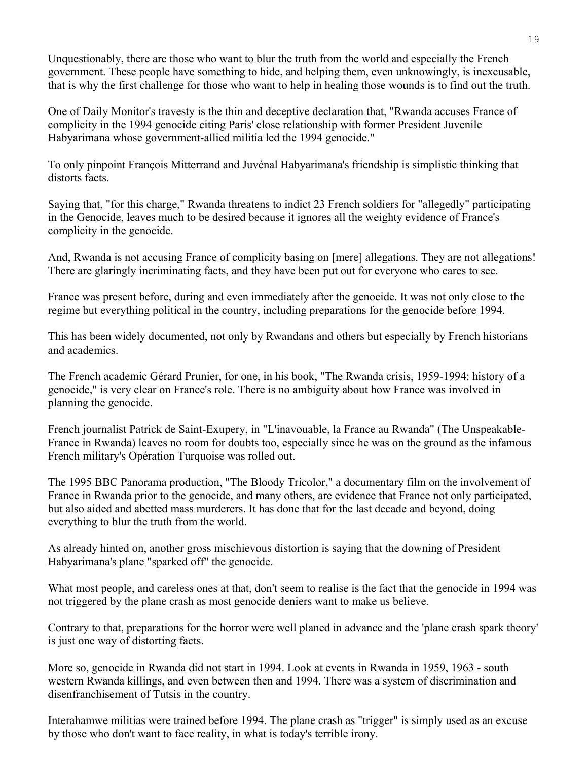Unquestionably, there are those who want to blur the truth from the world and especially the French government. These people have something to hide, and helping them, even unknowingly, is inexcusable, that is why the first challenge for those who want to help in healing those wounds is to find out the truth.

One of Daily Monitor's travesty is the thin and deceptive declaration that, "Rwanda accuses France of complicity in the 1994 genocide citing Paris' close relationship with former President Juvenile Habyarimana whose government-allied militia led the 1994 genocide."

To only pinpoint François Mitterrand and Juvénal Habyarimana's friendship is simplistic thinking that distorts facts.

Saying that, "for this charge," Rwanda threatens to indict 23 French soldiers for "allegedly" participating in the Genocide, leaves much to be desired because it ignores all the weighty evidence of France's complicity in the genocide.

And, Rwanda is not accusing France of complicity basing on [mere] allegations. They are not allegations! There are glaringly incriminating facts, and they have been put out for everyone who cares to see.

France was present before, during and even immediately after the genocide. It was not only close to the regime but everything political in the country, including preparations for the genocide before 1994.

This has been widely documented, not only by Rwandans and others but especially by French historians and academics.

The French academic Gérard Prunier, for one, in his book, "The Rwanda crisis, 1959-1994: history of a genocide," is very clear on France's role. There is no ambiguity about how France was involved in planning the genocide.

French journalist Patrick de Saint-Exupery, in "L'inavouable, la France au Rwanda" (The Unspeakable-France in Rwanda) leaves no room for doubts too, especially since he was on the ground as the infamous French military's Opération Turquoise was rolled out.

The 1995 BBC Panorama production, "The Bloody Tricolor," a documentary film on the involvement of France in Rwanda prior to the genocide, and many others, are evidence that France not only participated, but also aided and abetted mass murderers. It has done that for the last decade and beyond, doing everything to blur the truth from the world.

As already hinted on, another gross mischievous distortion is saying that the downing of President Habyarimana's plane "sparked off" the genocide.

What most people, and careless ones at that, don't seem to realise is the fact that the genocide in 1994 was not triggered by the plane crash as most genocide deniers want to make us believe.

Contrary to that, preparations for the horror were well planed in advance and the 'plane crash spark theory' is just one way of distorting facts.

More so, genocide in Rwanda did not start in 1994. Look at events in Rwanda in 1959, 1963 - south western Rwanda killings, and even between then and 1994. There was a system of discrimination and disenfranchisement of Tutsis in the country.

Interahamwe militias were trained before 1994. The plane crash as "trigger" is simply used as an excuse by those who don't want to face reality, in what is today's terrible irony.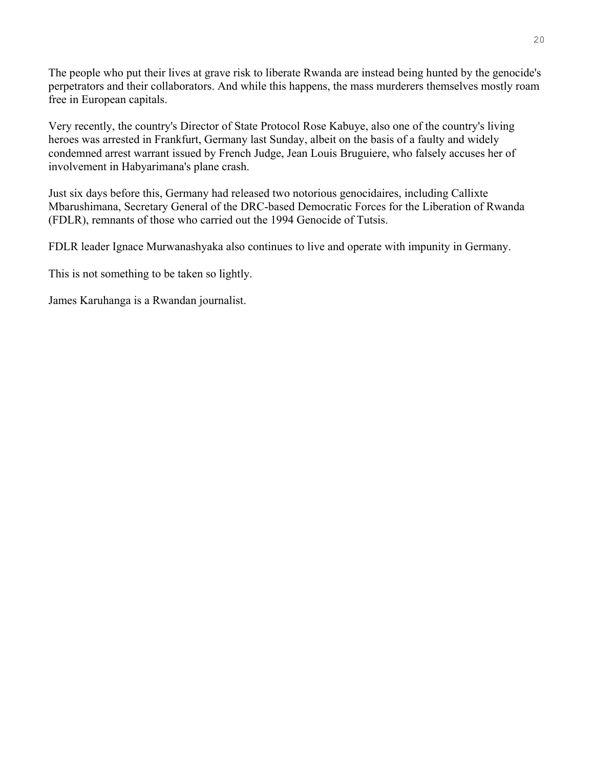The people who put their lives at grave risk to liberate Rwanda are instead being hunted by the genocide's perpetrators and their collaborators. And while this happens, the mass murderers themselves mostly roam free in European capitals.

Very recently, the country's Director of State Protocol Rose Kabuye, also one of the country's living heroes was arrested in Frankfurt, Germany last Sunday, albeit on the basis of a faulty and widely condemned arrest warrant issued by French Judge, Jean Louis Bruguiere, who falsely accuses her of involvement in Habyarimana's plane crash.

Just six days before this, Germany had released two notorious genocidaires, including Callixte Mbarushimana, Secretary General of the DRC-based Democratic Forces for the Liberation of Rwanda (FDLR), remnants of those who carried out the 1994 Genocide of Tutsis.

FDLR leader Ignace Murwanashyaka also continues to live and operate with impunity in Germany.

This is not something to be taken so lightly.

James Karuhanga is a Rwandan journalist.